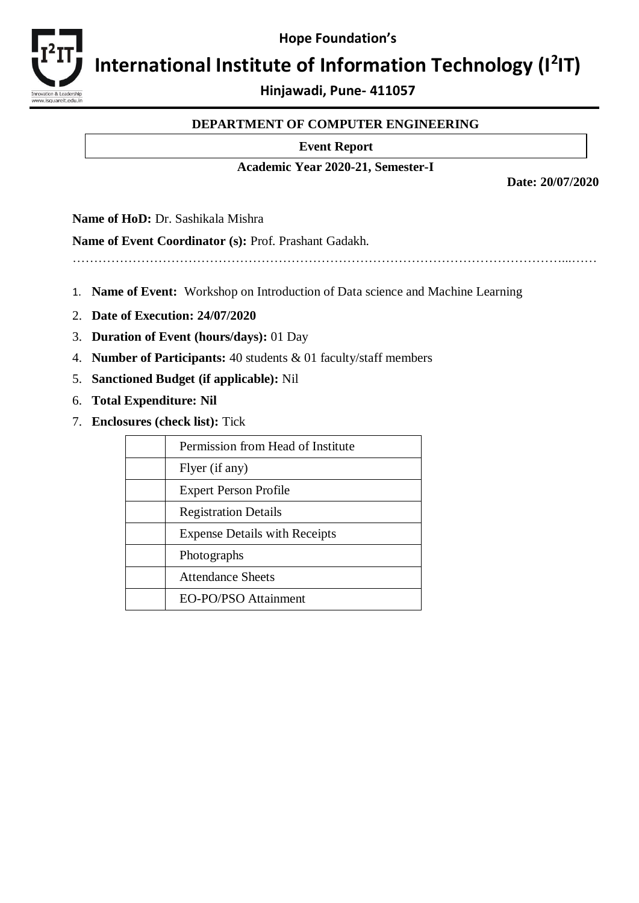Hope Foundation's

# International Institute of Information Technology (I$^2$IT)

**Hinjawadi, Pune- 411057**

## DEPARTMENT OF COMPUTER ENGINEERING

**Event Report**

**Academic Year 2020-21, Semester-I**

**Date: 20/07/2020**

**Name of HoD:** Dr. Sashikala Mishra

**Name of Event Coordinator (s):** Prof. Prashant Gadakh.

…………………………………………………………………………………………………...……

1. **Name of Event:** Workshop on Introduction of Data science and Machine Learning
2. **Date of Execution: 24/07/2020**
3. **Duration of Event (hours/days):** 01 Day
4. **Number of Participants:** 40 students & 01 faculty/staff members
5. **Sanctioned Budget (if applicable):** Nil
6. **Total Expenditure: Nil**
7. **Enclosures (check list):** Tick

| | |
|---|---|
| | Permission from Head of Institute |
| | Flyer (if any) |
| | Expert Person Profile |
| | Registration Details |
| | Expense Details with Receipts |
| | Photographs |
| | Attendance Sheets |
| | EO-PO/PSO Attainment |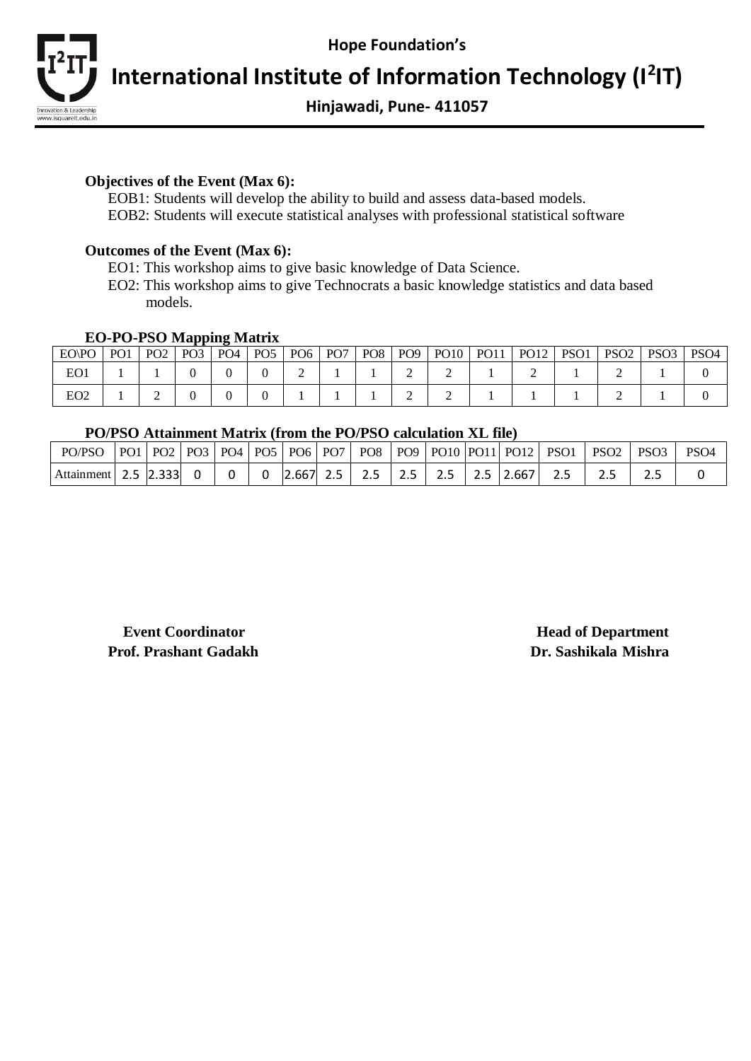**Objectives of the Event (Max 6):**

EOB1: Students will develop the ability to build and assess data-based models.

EOB2: Students will execute statistical analyses with professional statistical software

**Outcomes of the Event (Max 6):**

EO1: This workshop aims to give basic knowledge of Data Science.

EO2: This workshop aims to give Technocrats a basic knowledge statistics and data based models.

**EO-PO-PSO Mapping Matrix**

| EO\PO | PO1 | PO2 | PO3 | PO4 | PO5 | PO6 | PO7 | PO8 | PO9 | PO10 | PO11 | PO12 | PSO1 | PSO2 | PSO3 | PSO4 |
|---|---|---|---|---|---|---|---|---|---|---|---|---|---|---|---|---|
| EO1 | 1 | 1 | 0 | 0 | 0 | 2 | 1 | 1 | 2 | 2 | 1 | 2 | 1 | 2 | 1 | 0 |
| EO2 | 1 | 2 | 0 | 0 | 0 | 1 | 1 | 1 | 2 | 2 | 1 | 1 | 1 | 2 | 1 | 0 |

**PO/PSO Attainment Matrix (from the PO/PSO calculation XL file)**

| PO/PSO | PO1 | PO2 | PO3 | PO4 | PO5 | PO6 | PO7 | PO8 | PO9 | PO10 | PO11 | PO12 | PSO1 | PSO2 | PSO3 | PSO4 |
|---|---|---|---|---|---|---|---|---|---|---|---|---|---|---|---|---|
| Attainment | 2.5 | 2.333 | 0 | 0 | 0 | 2.667 | 2.5 | 2.5 | 2.5 | 2.5 | 2.5 | 2.667 | 2.5 | 2.5 | 2.5 | 0 |

**Event Coordinator**
**Prof. Prashant Gadakh**

**Head of Department**
**Dr. Sashikala Mishra**